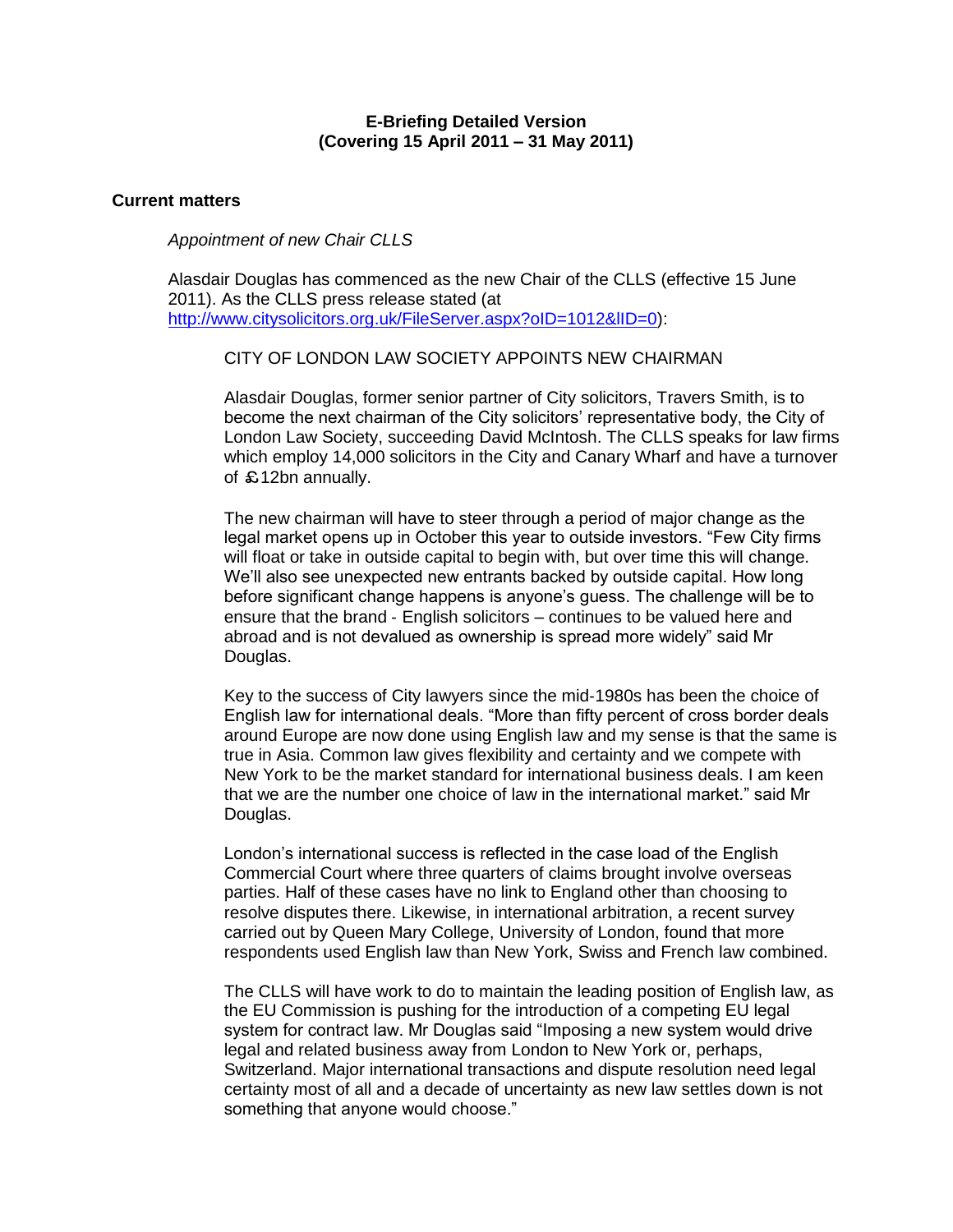**E-Briefing Detailed Version**
**(Covering 15 April 2011 – 31 May 2011)**

## Current matters

*Appointment of new Chair CLLS*

Alasdair Douglas has commenced as the new Chair of the CLLS (effective 15 June 2011). As the CLLS press release stated (at http://www.citysolicitors.org.uk/FileServer.aspx?oID=1012&lID=0):

> CITY OF LONDON LAW SOCIETY APPOINTS NEW CHAIRMAN
>
> Alasdair Douglas, former senior partner of City solicitors, Travers Smith, is to become the next chairman of the City solicitors' representative body, the City of London Law Society, succeeding David McIntosh. The CLLS speaks for law firms which employ 14,000 solicitors in the City and Canary Wharf and have a turnover of £12bn annually.
>
> The new chairman will have to steer through a period of major change as the legal market opens up in October this year to outside investors. "Few City firms will float or take in outside capital to begin with, but over time this will change. We'll also see unexpected new entrants backed by outside capital. How long before significant change happens is anyone's guess. The challenge will be to ensure that the brand - English solicitors – continues to be valued here and abroad and is not devalued as ownership is spread more widely" said Mr Douglas.
>
> Key to the success of City lawyers since the mid-1980s has been the choice of English law for international deals. "More than fifty percent of cross border deals around Europe are now done using English law and my sense is that the same is true in Asia. Common law gives flexibility and certainty and we compete with New York to be the market standard for international business deals. I am keen that we are the number one choice of law in the international market." said Mr Douglas.
>
> London's international success is reflected in the case load of the English Commercial Court where three quarters of claims brought involve overseas parties. Half of these cases have no link to England other than choosing to resolve disputes there. Likewise, in international arbitration, a recent survey carried out by Queen Mary College, University of London, found that more respondents used English law than New York, Swiss and French law combined.
>
> The CLLS will have work to do to maintain the leading position of English law, as the EU Commission is pushing for the introduction of a competing EU legal system for contract law. Mr Douglas said "Imposing a new system would drive legal and related business away from London to New York or, perhaps, Switzerland. Major international transactions and dispute resolution need legal certainty most of all and a decade of uncertainty as new law settles down is not something that anyone would choose."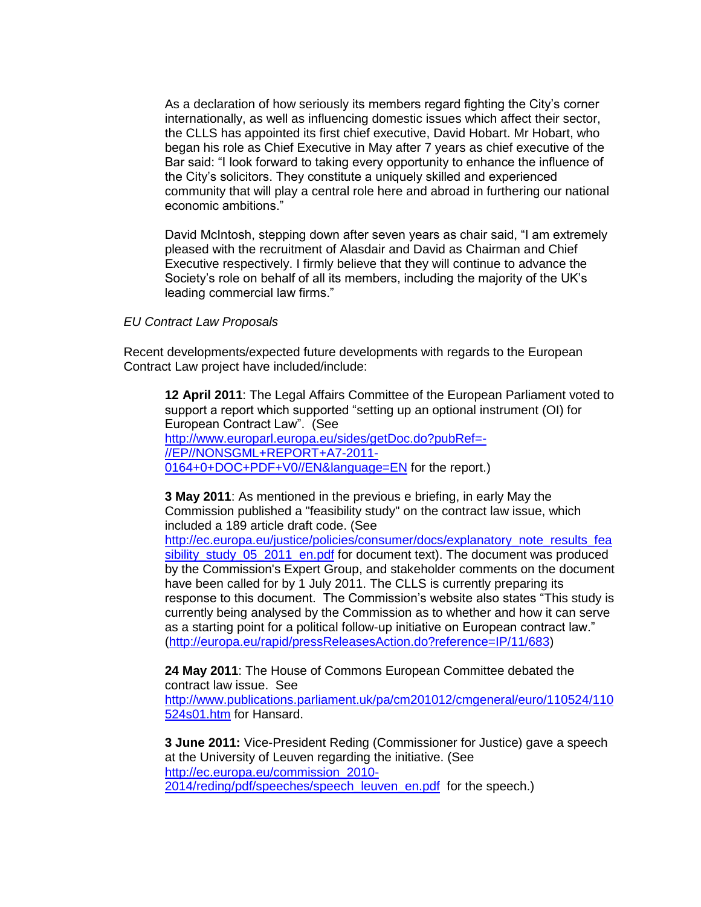As a declaration of how seriously its members regard fighting the City's corner internationally, as well as influencing domestic issues which affect their sector, the CLLS has appointed its first chief executive, David Hobart. Mr Hobart, who began his role as Chief Executive in May after 7 years as chief executive of the Bar said: "I look forward to taking every opportunity to enhance the influence of the City's solicitors. They constitute a uniquely skilled and experienced community that will play a central role here and abroad in furthering our national economic ambitions."

David McIntosh, stepping down after seven years as chair said, "I am extremely pleased with the recruitment of Alasdair and David as Chairman and Chief Executive respectively. I firmly believe that they will continue to advance the Society's role on behalf of all its members, including the majority of the UK's leading commercial law firms."

*EU Contract Law Proposals*

Recent developments/expected future developments with regards to the European Contract Law project have included/include:

**12 April 2011**: The Legal Affairs Committee of the European Parliament voted to support a report which supported "setting up an optional instrument (OI) for European Contract Law". (See http://www.europarl.europa.eu/sides/getDoc.do?pubRef=-//EP//NONSGML+REPORT+A7-2011-0164+0+DOC+PDF+V0//EN&language=EN for the report.)

**3 May 2011**: As mentioned in the previous e briefing, in early May the Commission published a "feasibility study" on the contract law issue, which included a 189 article draft code. (See http://ec.europa.eu/justice/policies/consumer/docs/explanatory_note_results_feasibility_study_05_2011_en.pdf for document text). The document was produced by the Commission's Expert Group, and stakeholder comments on the document have been called for by 1 July 2011. The CLLS is currently preparing its response to this document. The Commission's website also states "This study is currently being analysed by the Commission as to whether and how it can serve as a starting point for a political follow-up initiative on European contract law." (http://europa.eu/rapid/pressReleasesAction.do?reference=IP/11/683)

**24 May 2011**: The House of Commons European Committee debated the contract law issue. See http://www.publications.parliament.uk/pa/cm201012/cmgeneral/euro/110524/110524s01.htm for Hansard.

**3 June 2011:** Vice-President Reding (Commissioner for Justice) gave a speech at the University of Leuven regarding the initiative. (See http://ec.europa.eu/commission_2010-2014/reding/pdf/speeches/speech_leuven_en.pdf for the speech.)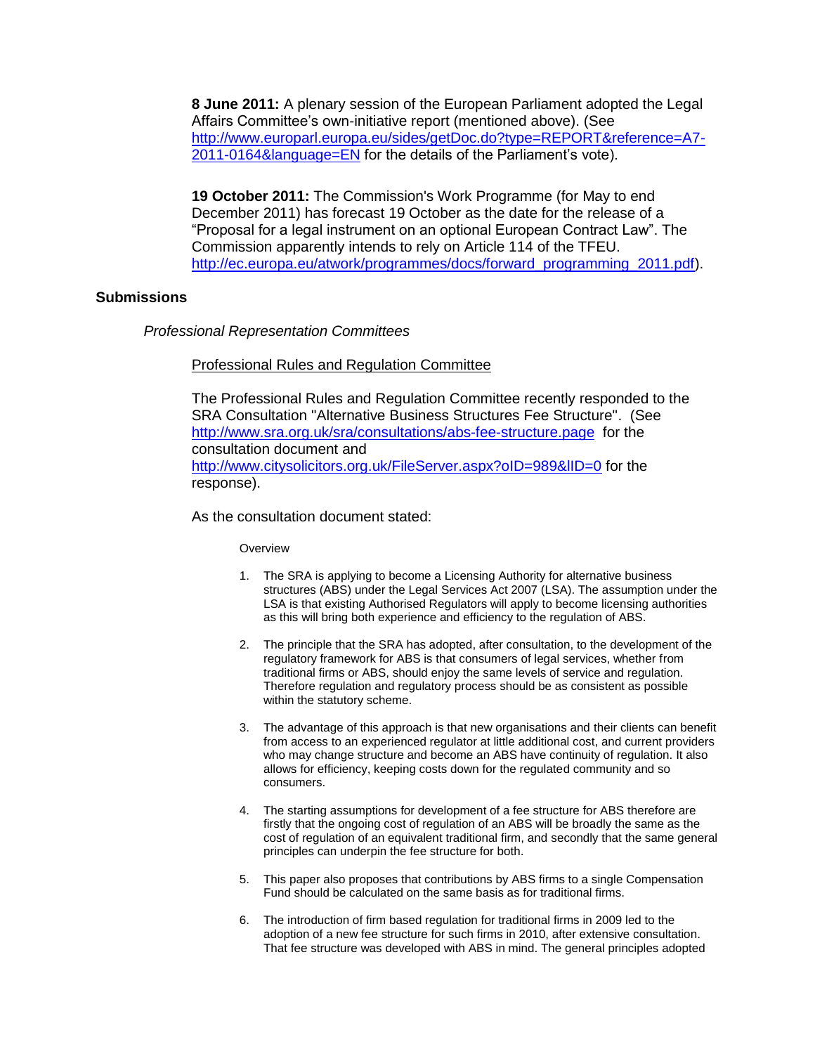**8 June 2011:** A plenary session of the European Parliament adopted the Legal Affairs Committee's own-initiative report (mentioned above). (See [http://www.europarl.europa.eu/sides/getDoc.do?type=REPORT&reference=A7-2011-0164&language=EN](http://www.europarl.europa.eu/sides/getDoc.do?type=REPORT&reference=A7-2011-0164&language=EN) for the details of the Parliament's vote).

**19 October 2011:** The Commission's Work Programme (for May to end December 2011) has forecast 19 October as the date for the release of a "Proposal for a legal instrument on an optional European Contract Law". The Commission apparently intends to rely on Article 114 of the TFEU. [http://ec.europa.eu/atwork/programmes/docs/forward_programming_2011.pdf](http://ec.europa.eu/atwork/programmes/docs/forward_programming_2011.pdf)).

## Submissions

*Professional Representation Committees*

Professional Rules and Regulation Committee

The Professional Rules and Regulation Committee recently responded to the SRA Consultation "Alternative Business Structures Fee Structure". (See [http://www.sra.org.uk/sra/consultations/abs-fee-structure.page](http://www.sra.org.uk/sra/consultations/abs-fee-structure.page) for the consultation document and [http://www.citysolicitors.org.uk/FileServer.aspx?oID=989&lID=0](http://www.citysolicitors.org.uk/FileServer.aspx?oID=989&lID=0) for the response).

As the consultation document stated:

> Overview
>
> 1. The SRA is applying to become a Licensing Authority for alternative business structures (ABS) under the Legal Services Act 2007 (LSA). The assumption under the LSA is that existing Authorised Regulators will apply to become licensing authorities as this will bring both experience and efficiency to the regulation of ABS.
>
> 2. The principle that the SRA has adopted, after consultation, to the development of the regulatory framework for ABS is that consumers of legal services, whether from traditional firms or ABS, should enjoy the same levels of service and regulation. Therefore regulation and regulatory process should be as consistent as possible within the statutory scheme.
>
> 3. The advantage of this approach is that new organisations and their clients can benefit from access to an experienced regulator at little additional cost, and current providers who may change structure and become an ABS have continuity of regulation. It also allows for efficiency, keeping costs down for the regulated community and so consumers.
>
> 4. The starting assumptions for development of a fee structure for ABS therefore are firstly that the ongoing cost of regulation of an ABS will be broadly the same as the cost of regulation of an equivalent traditional firm, and secondly that the same general principles can underpin the fee structure for both.
>
> 5. This paper also proposes that contributions by ABS firms to a single Compensation Fund should be calculated on the same basis as for traditional firms.
>
> 6. The introduction of firm based regulation for traditional firms in 2009 led to the adoption of a new fee structure for such firms in 2010, after extensive consultation. That fee structure was developed with ABS in mind. The general principles adopted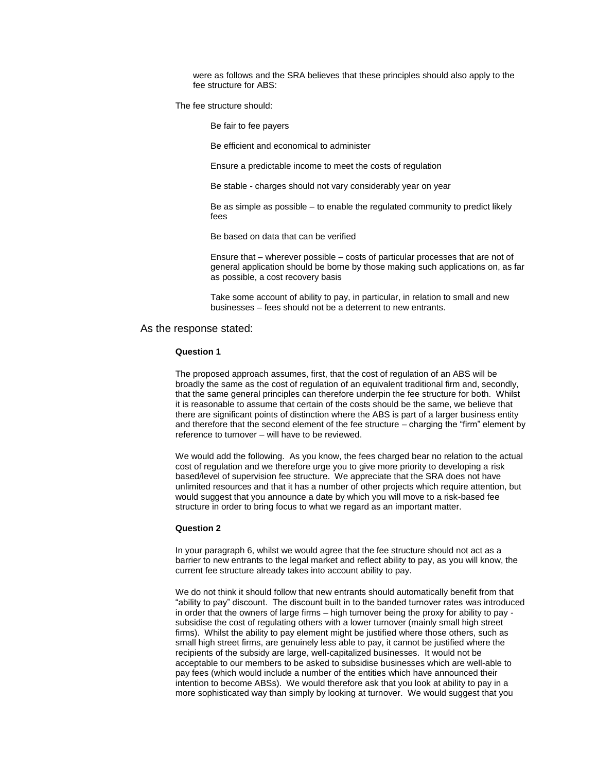were as follows and the SRA believes that these principles should also apply to the fee structure for ABS:

The fee structure should:

- Be fair to fee payers
- Be efficient and economical to administer
- Ensure a predictable income to meet the costs of regulation
- Be stable - charges should not vary considerably year on year
- Be as simple as possible – to enable the regulated community to predict likely fees
- Be based on data that can be verified
- Ensure that – wherever possible – costs of particular processes that are not of general application should be borne by those making such applications on, as far as possible, a cost recovery basis
- Take some account of ability to pay, in particular, in relation to small and new businesses – fees should not be a deterrent to new entrants.

As the response stated:

**Question 1**

The proposed approach assumes, first, that the cost of regulation of an ABS will be broadly the same as the cost of regulation of an equivalent traditional firm and, secondly, that the same general principles can therefore underpin the fee structure for both. Whilst it is reasonable to assume that certain of the costs should be the same, we believe that there are significant points of distinction where the ABS is part of a larger business entity and therefore that the second element of the fee structure – charging the "firm" element by reference to turnover – will have to be reviewed.

We would add the following. As you know, the fees charged bear no relation to the actual cost of regulation and we therefore urge you to give more priority to developing a risk based/level of supervision fee structure. We appreciate that the SRA does not have unlimited resources and that it has a number of other projects which require attention, but would suggest that you announce a date by which you will move to a risk-based fee structure in order to bring focus to what we regard as an important matter.

**Question 2**

In your paragraph 6, whilst we would agree that the fee structure should not act as a barrier to new entrants to the legal market and reflect ability to pay, as you will know, the current fee structure already takes into account ability to pay.

We do not think it should follow that new entrants should automatically benefit from that "ability to pay" discount. The discount built in to the banded turnover rates was introduced in order that the owners of large firms – high turnover being the proxy for ability to pay - subsidise the cost of regulating others with a lower turnover (mainly small high street firms). Whilst the ability to pay element might be justified where those others, such as small high street firms, are genuinely less able to pay, it cannot be justified where the recipients of the subsidy are large, well-capitalized businesses. It would not be acceptable to our members to be asked to subsidise businesses which are well-able to pay fees (which would include a number of the entities which have announced their intention to become ABSs). We would therefore ask that you look at ability to pay in a more sophisticated way than simply by looking at turnover. We would suggest that you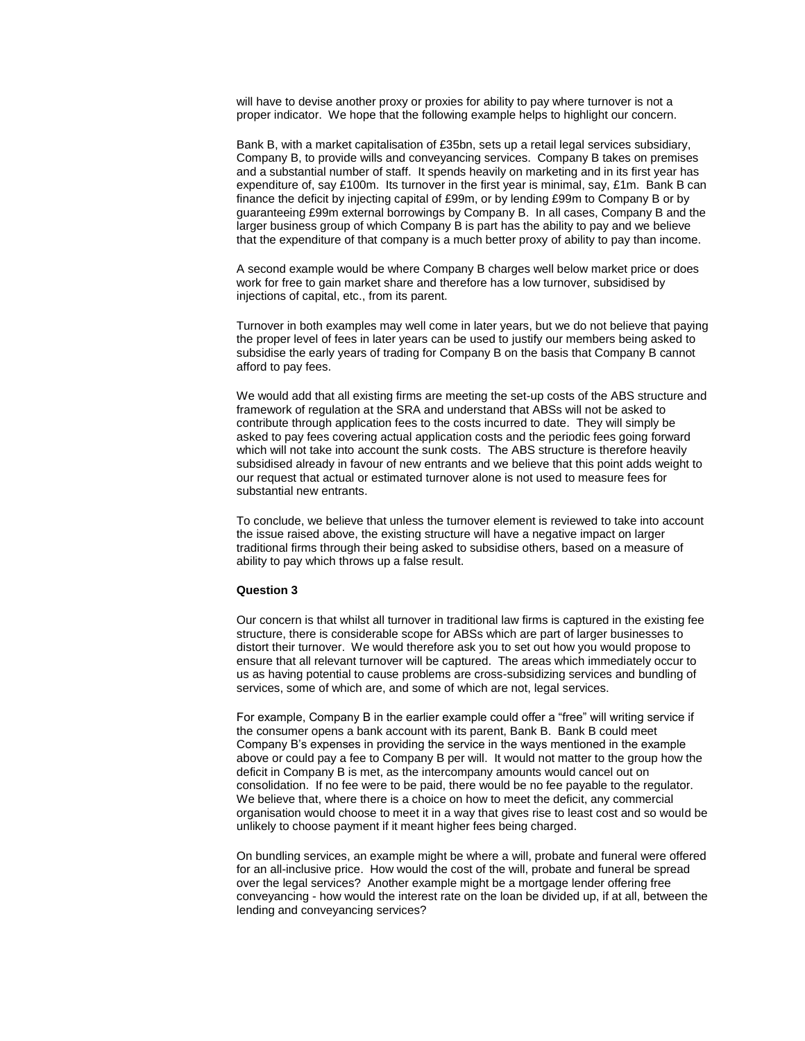will have to devise another proxy or proxies for ability to pay where turnover is not a proper indicator. We hope that the following example helps to highlight our concern.

Bank B, with a market capitalisation of £35bn, sets up a retail legal services subsidiary, Company B, to provide wills and conveyancing services. Company B takes on premises and a substantial number of staff. It spends heavily on marketing and in its first year has expenditure of, say £100m. Its turnover in the first year is minimal, say, £1m. Bank B can finance the deficit by injecting capital of £99m, or by lending £99m to Company B or by guaranteeing £99m external borrowings by Company B. In all cases, Company B and the larger business group of which Company B is part has the ability to pay and we believe that the expenditure of that company is a much better proxy of ability to pay than income.

A second example would be where Company B charges well below market price or does work for free to gain market share and therefore has a low turnover, subsidised by injections of capital, etc., from its parent.

Turnover in both examples may well come in later years, but we do not believe that paying the proper level of fees in later years can be used to justify our members being asked to subsidise the early years of trading for Company B on the basis that Company B cannot afford to pay fees.

We would add that all existing firms are meeting the set-up costs of the ABS structure and framework of regulation at the SRA and understand that ABSs will not be asked to contribute through application fees to the costs incurred to date. They will simply be asked to pay fees covering actual application costs and the periodic fees going forward which will not take into account the sunk costs. The ABS structure is therefore heavily subsidised already in favour of new entrants and we believe that this point adds weight to our request that actual or estimated turnover alone is not used to measure fees for substantial new entrants.

To conclude, we believe that unless the turnover element is reviewed to take into account the issue raised above, the existing structure will have a negative impact on larger traditional firms through their being asked to subsidise others, based on a measure of ability to pay which throws up a false result.

**Question 3**

Our concern is that whilst all turnover in traditional law firms is captured in the existing fee structure, there is considerable scope for ABSs which are part of larger businesses to distort their turnover. We would therefore ask you to set out how you would propose to ensure that all relevant turnover will be captured. The areas which immediately occur to us as having potential to cause problems are cross-subsidizing services and bundling of services, some of which are, and some of which are not, legal services.

For example, Company B in the earlier example could offer a "free" will writing service if the consumer opens a bank account with its parent, Bank B. Bank B could meet Company B's expenses in providing the service in the ways mentioned in the example above or could pay a fee to Company B per will. It would not matter to the group how the deficit in Company B is met, as the intercompany amounts would cancel out on consolidation. If no fee were to be paid, there would be no fee payable to the regulator. We believe that, where there is a choice on how to meet the deficit, any commercial organisation would choose to meet it in a way that gives rise to least cost and so would be unlikely to choose payment if it meant higher fees being charged.

On bundling services, an example might be where a will, probate and funeral were offered for an all-inclusive price. How would the cost of the will, probate and funeral be spread over the legal services? Another example might be a mortgage lender offering free conveyancing - how would the interest rate on the loan be divided up, if at all, between the lending and conveyancing services?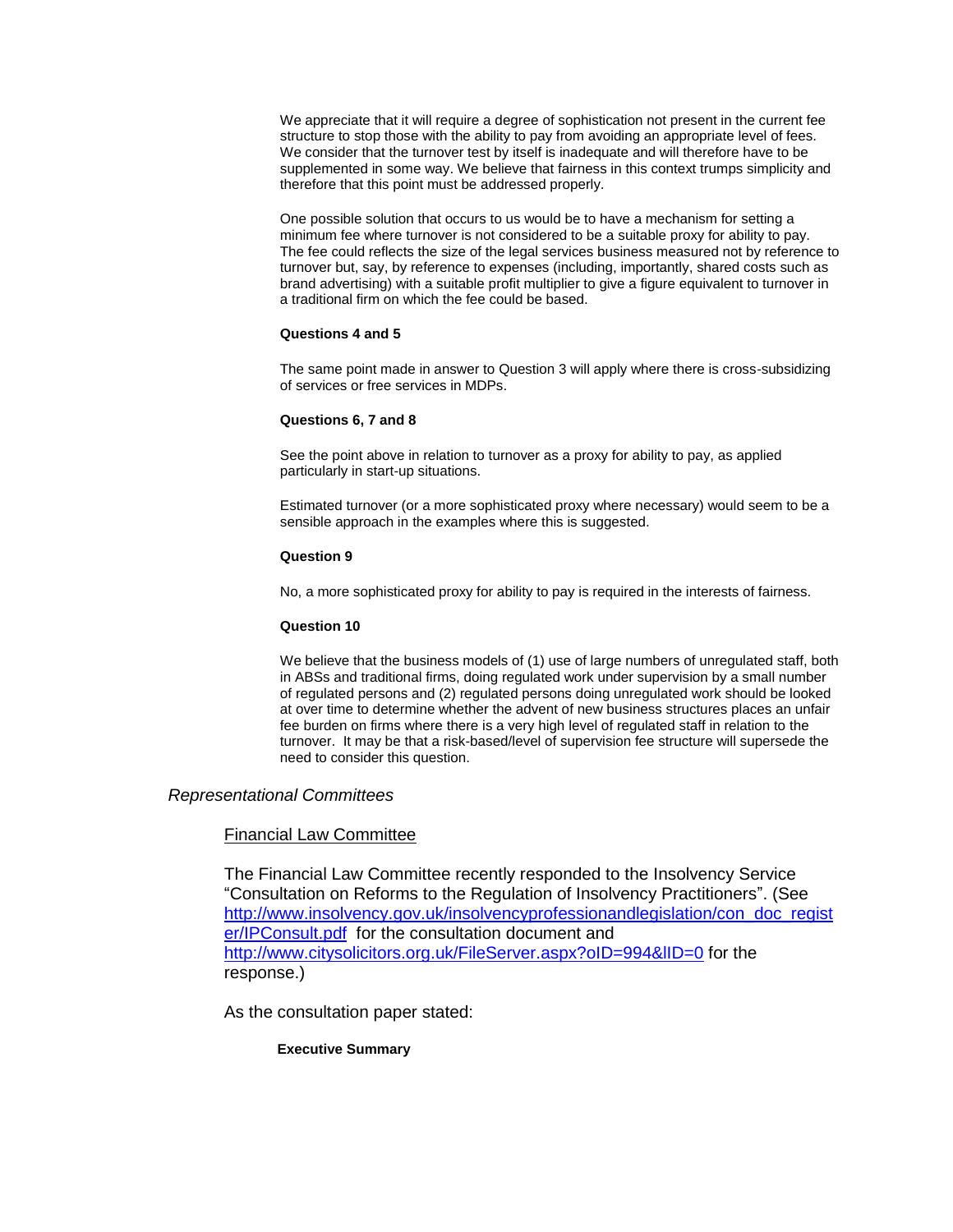We appreciate that it will require a degree of sophistication not present in the current fee structure to stop those with the ability to pay from avoiding an appropriate level of fees. We consider that the turnover test by itself is inadequate and will therefore have to be supplemented in some way. We believe that fairness in this context trumps simplicity and therefore that this point must be addressed properly.

One possible solution that occurs to us would be to have a mechanism for setting a minimum fee where turnover is not considered to be a suitable proxy for ability to pay. The fee could reflects the size of the legal services business measured not by reference to turnover but, say, by reference to expenses (including, importantly, shared costs such as brand advertising) with a suitable profit multiplier to give a figure equivalent to turnover in a traditional firm on which the fee could be based.

**Questions 4 and 5**

The same point made in answer to Question 3 will apply where there is cross-subsidizing of services or free services in MDPs.

**Questions 6, 7 and 8**

See the point above in relation to turnover as a proxy for ability to pay, as applied particularly in start-up situations.

Estimated turnover (or a more sophisticated proxy where necessary) would seem to be a sensible approach in the examples where this is suggested.

**Question 9**

No, a more sophisticated proxy for ability to pay is required in the interests of fairness.

**Question 10**

We believe that the business models of (1) use of large numbers of unregulated staff, both in ABSs and traditional firms, doing regulated work under supervision by a small number of regulated persons and (2) regulated persons doing unregulated work should be looked at over time to determine whether the advent of new business structures places an unfair fee burden on firms where there is a very high level of regulated staff in relation to the turnover. It may be that a risk-based/level of supervision fee structure will supersede the need to consider this question.

## *Representational Committees*

### Financial Law Committee

The Financial Law Committee recently responded to the Insolvency Service "Consultation on Reforms to the Regulation of Insolvency Practitioners". (See http://www.insolvency.gov.uk/insolvencyprofessionandlegislation/con_doc_register/IPConsult.pdf for the consultation document and http://www.citysolicitors.org.uk/FileServer.aspx?oID=994&lID=0 for the response.)

As the consultation paper stated:

**Executive Summary**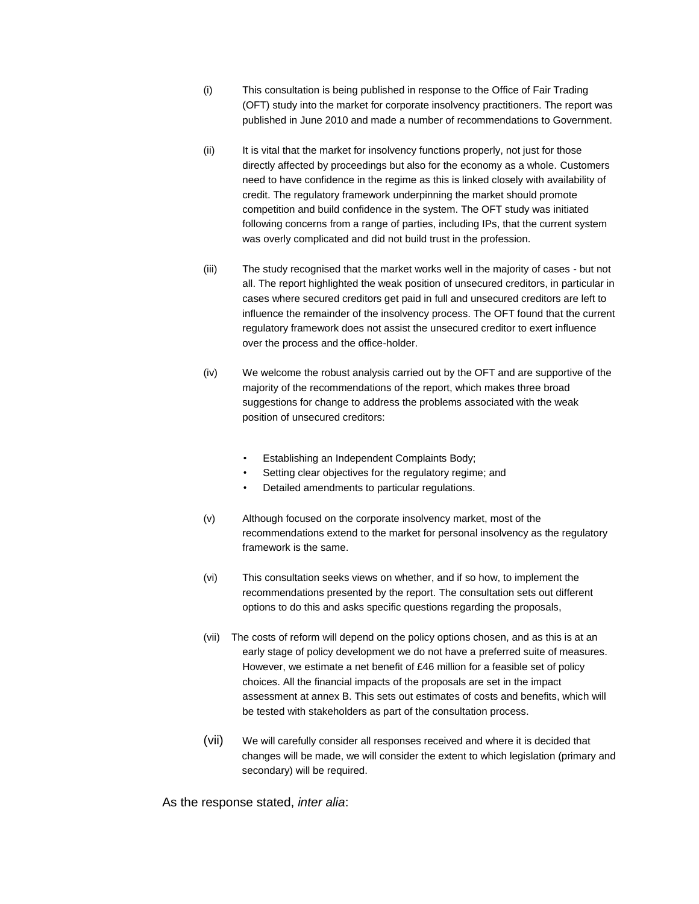(i) This consultation is being published in response to the Office of Fair Trading (OFT) study into the market for corporate insolvency practitioners. The report was published in June 2010 and made a number of recommendations to Government.

(ii) It is vital that the market for insolvency functions properly, not just for those directly affected by proceedings but also for the economy as a whole. Customers need to have confidence in the regime as this is linked closely with availability of credit. The regulatory framework underpinning the market should promote competition and build confidence in the system. The OFT study was initiated following concerns from a range of parties, including IPs, that the current system was overly complicated and did not build trust in the profession.

(iii) The study recognised that the market works well in the majority of cases - but not all. The report highlighted the weak position of unsecured creditors, in particular in cases where secured creditors get paid in full and unsecured creditors are left to influence the remainder of the insolvency process. The OFT found that the current regulatory framework does not assist the unsecured creditor to exert influence over the process and the office-holder.

(iv) We welcome the robust analysis carried out by the OFT and are supportive of the majority of the recommendations of the report, which makes three broad suggestions for change to address the problems associated with the weak position of unsecured creditors:

- Establishing an Independent Complaints Body;
- Setting clear objectives for the regulatory regime; and
- Detailed amendments to particular regulations.

(v) Although focused on the corporate insolvency market, most of the recommendations extend to the market for personal insolvency as the regulatory framework is the same.

(vi) This consultation seeks views on whether, and if so how, to implement the recommendations presented by the report. The consultation sets out different options to do this and asks specific questions regarding the proposals,

(vii) The costs of reform will depend on the policy options chosen, and as this is at an early stage of policy development we do not have a preferred suite of measures. However, we estimate a net benefit of £46 million for a feasible set of policy choices. All the financial impacts of the proposals are set in the impact assessment at annex B. This sets out estimates of costs and benefits, which will be tested with stakeholders as part of the consultation process.

(vii) We will carefully consider all responses received and where it is decided that changes will be made, we will consider the extent to which legislation (primary and secondary) will be required.

As the response stated, *inter alia*: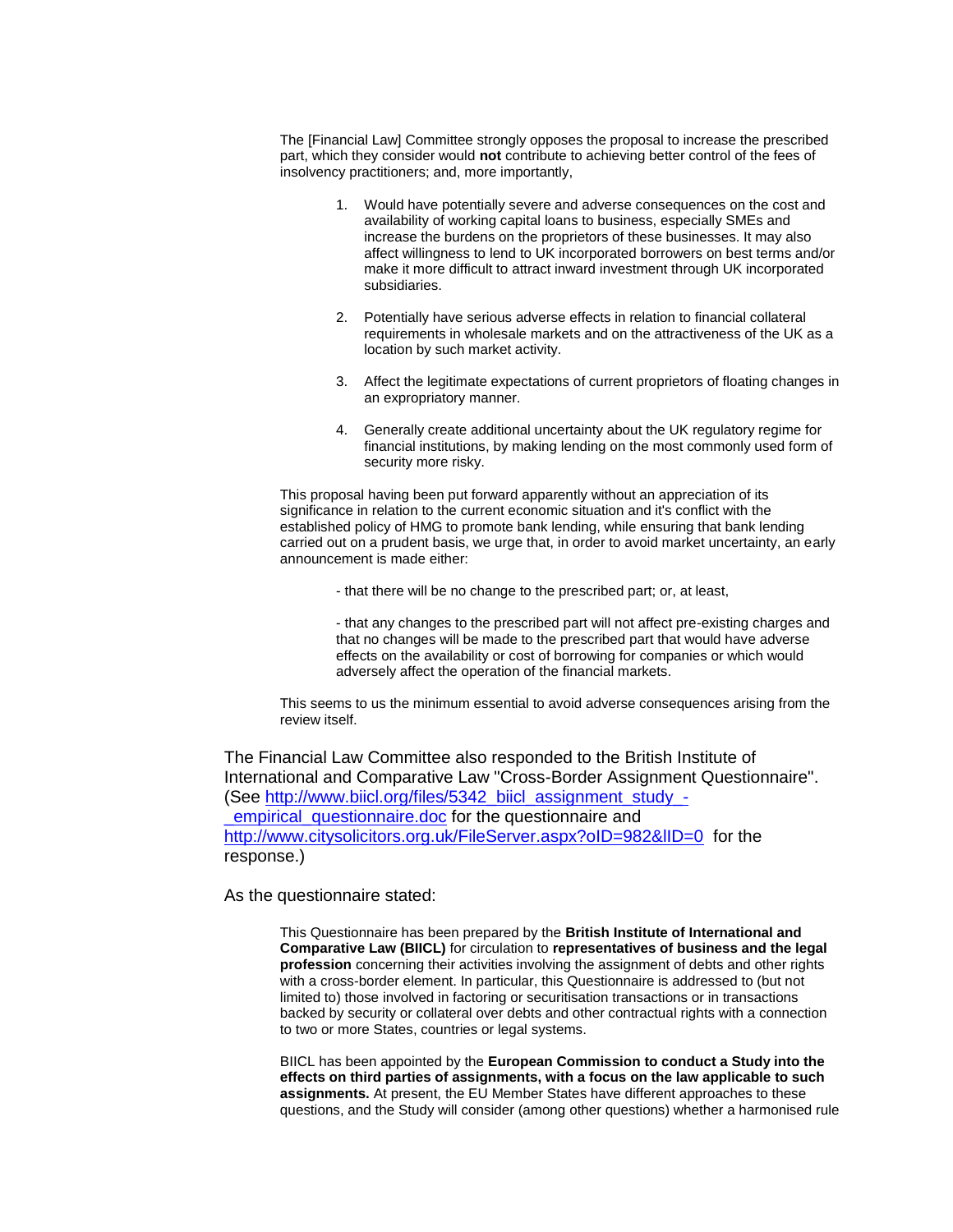> The [Financial Law] Committee strongly opposes the proposal to increase the prescribed part, which they consider would **not** contribute to achieving better control of the fees of insolvency practitioners; and, more importantly,
>
> 1. Would have potentially severe and adverse consequences on the cost and availability of working capital loans to business, especially SMEs and increase the burdens on the proprietors of these businesses. It may also affect willingness to lend to UK incorporated borrowers on best terms and/or make it more difficult to attract inward investment through UK incorporated subsidiaries.
>
> 2. Potentially have serious adverse effects in relation to financial collateral requirements in wholesale markets and on the attractiveness of the UK as a location by such market activity.
>
> 3. Affect the legitimate expectations of current proprietors of floating changes in an expropriatory manner.
>
> 4. Generally create additional uncertainty about the UK regulatory regime for financial institutions, by making lending on the most commonly used form of security more risky.
>
> This proposal having been put forward apparently without an appreciation of its significance in relation to the current economic situation and it's conflict with the established policy of HMG to promote bank lending, while ensuring that bank lending carried out on a prudent basis, we urge that, in order to avoid market uncertainty, an early announcement is made either:
>
> - that there will be no change to the prescribed part; or, at least,
>
> - that any changes to the prescribed part will not affect pre-existing charges and that no changes will be made to the prescribed part that would have adverse effects on the availability or cost of borrowing for companies or which would adversely affect the operation of the financial markets.
>
> This seems to us the minimum essential to avoid adverse consequences arising from the review itself.

The Financial Law Committee also responded to the British Institute of International and Comparative Law "Cross-Border Assignment Questionnaire". (See http://www.biicl.org/files/5342_biicl_assignment_study_-_empirical_questionnaire.doc for the questionnaire and http://www.citysolicitors.org.uk/FileServer.aspx?oID=982&lID=0 for the response.)

As the questionnaire stated:

> This Questionnaire has been prepared by the **British Institute of International and Comparative Law (BIICL)** for circulation to **representatives of business and the legal profession** concerning their activities involving the assignment of debts and other rights with a cross-border element. In particular, this Questionnaire is addressed to (but not limited to) those involved in factoring or securitisation transactions or in transactions backed by security or collateral over debts and other contractual rights with a connection to two or more States, countries or legal systems.
>
> BIICL has been appointed by the **European Commission to conduct a Study into the effects on third parties of assignments, with a focus on the law applicable to such assignments.** At present, the EU Member States have different approaches to these questions, and the Study will consider (among other questions) whether a harmonised rule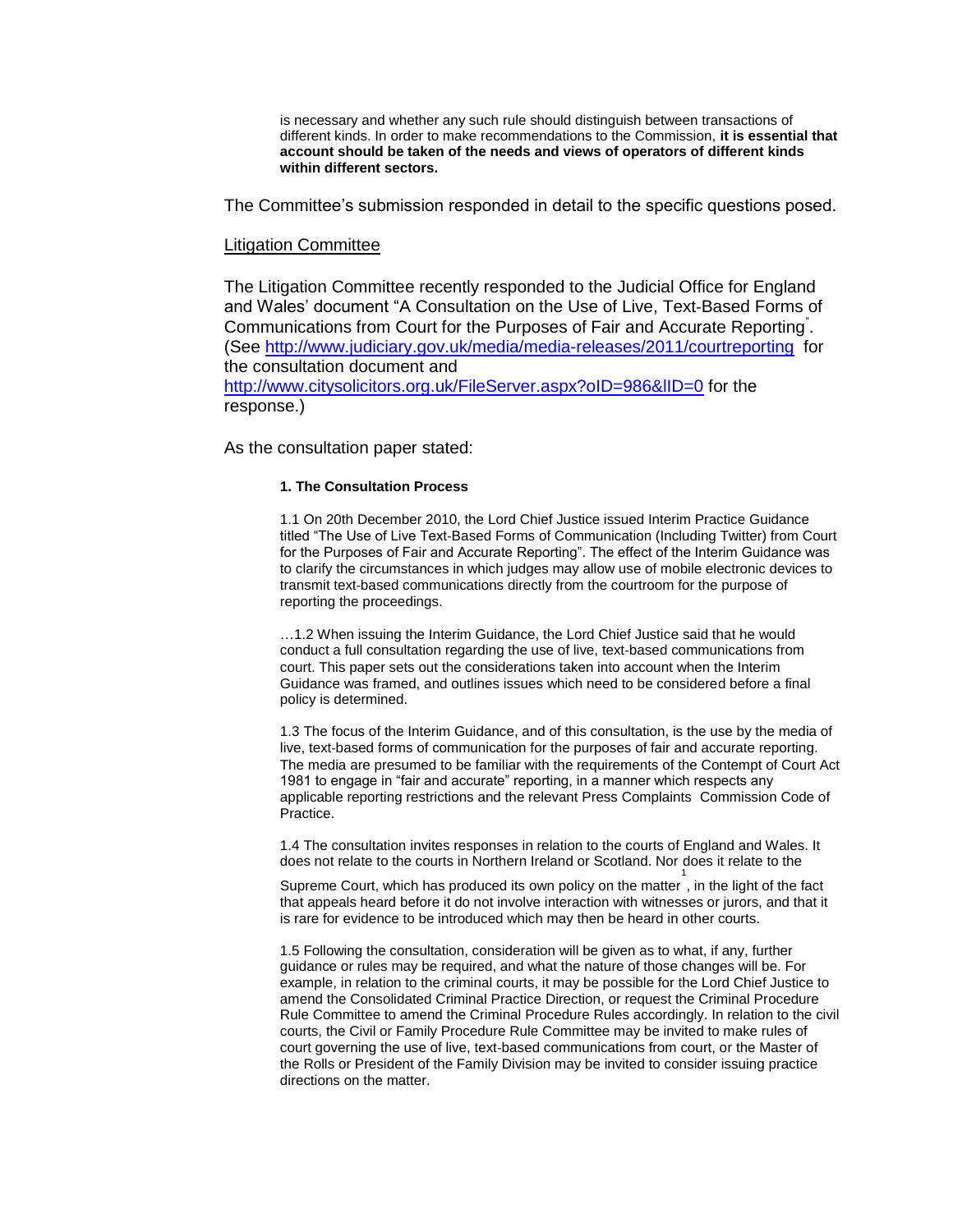is necessary and whether any such rule should distinguish between transactions of different kinds. In order to make recommendations to the Commission, **it is essential that account should be taken of the needs and views of operators of different kinds within different sectors.**

The Committee's submission responded in detail to the specific questions posed.

Litigation Committee

The Litigation Committee recently responded to the Judicial Office for England and Wales' document "A Consultation on the Use of Live, Text-Based Forms of Communications from Court for the Purposes of Fair and Accurate Reporting". (See http://www.judiciary.gov.uk/media/media-releases/2011/courtreporting for the consultation document and http://www.citysolicitors.org.uk/FileServer.aspx?oID=986&lID=0 for the response.)

As the consultation paper stated:

> **1. The Consultation Process**
>
> 1.1 On 20th December 2010, the Lord Chief Justice issued Interim Practice Guidance titled "The Use of Live Text-Based Forms of Communication (Including Twitter) from Court for the Purposes of Fair and Accurate Reporting". The effect of the Interim Guidance was to clarify the circumstances in which judges may allow use of mobile electronic devices to transmit text-based communications directly from the courtroom for the purpose of reporting the proceedings.
>
> …1.2 When issuing the Interim Guidance, the Lord Chief Justice said that he would conduct a full consultation regarding the use of live, text-based communications from court. This paper sets out the considerations taken into account when the Interim Guidance was framed, and outlines issues which need to be considered before a final policy is determined.
>
> 1.3 The focus of the Interim Guidance, and of this consultation, is the use by the media of live, text-based forms of communication for the purposes of fair and accurate reporting. The media are presumed to be familiar with the requirements of the Contempt of Court Act 1981 to engage in "fair and accurate" reporting, in a manner which respects any applicable reporting restrictions and the relevant Press Complaints Commission Code of Practice.
>
> 1.4 The consultation invites responses in relation to the courts of England and Wales. It does not relate to the courts in Northern Ireland or Scotland. Nor does it relate to the Supreme Court, which has produced its own policy on the matter[1], in the light of the fact that appeals heard before it do not involve interaction with witnesses or jurors, and that it is rare for evidence to be introduced which may then be heard in other courts.
>
> 1.5 Following the consultation, consideration will be given as to what, if any, further guidance or rules may be required, and what the nature of those changes will be. For example, in relation to the criminal courts, it may be possible for the Lord Chief Justice to amend the Consolidated Criminal Practice Direction, or request the Criminal Procedure Rule Committee to amend the Criminal Procedure Rules accordingly. In relation to the civil courts, the Civil or Family Procedure Rule Committee may be invited to make rules of court governing the use of live, text-based communications from court, or the Master of the Rolls or President of the Family Division may be invited to consider issuing practice directions on the matter.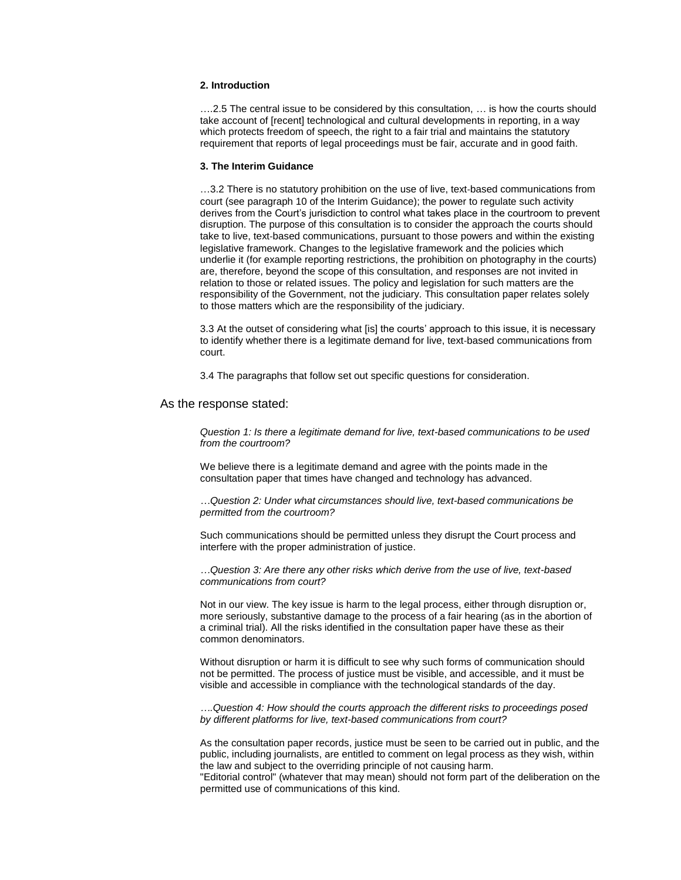**2. Introduction**

….2.5 The central issue to be considered by this consultation, … is how the courts should take account of [recent] technological and cultural developments in reporting, in a way which protects freedom of speech, the right to a fair trial and maintains the statutory requirement that reports of legal proceedings must be fair, accurate and in good faith.

**3. The Interim Guidance**

…3.2 There is no statutory prohibition on the use of live, text-based communications from court (see paragraph 10 of the Interim Guidance); the power to regulate such activity derives from the Court's jurisdiction to control what takes place in the courtroom to prevent disruption. The purpose of this consultation is to consider the approach the courts should take to live, text-based communications, pursuant to those powers and within the existing legislative framework. Changes to the legislative framework and the policies which underlie it (for example reporting restrictions, the prohibition on photography in the courts) are, therefore, beyond the scope of this consultation, and responses are not invited in relation to those or related issues. The policy and legislation for such matters are the responsibility of the Government, not the judiciary. This consultation paper relates solely to those matters which are the responsibility of the judiciary.

3.3 At the outset of considering what [is] the courts' approach to this issue, it is necessary to identify whether there is a legitimate demand for live, text-based communications from court.

3.4 The paragraphs that follow set out specific questions for consideration.

As the response stated:

*Question 1: Is there a legitimate demand for live, text-based communications to be used from the courtroom?*

We believe there is a legitimate demand and agree with the points made in the consultation paper that times have changed and technology has advanced.

*…Question 2: Under what circumstances should live, text-based communications be permitted from the courtroom?*

Such communications should be permitted unless they disrupt the Court process and interfere with the proper administration of justice.

*…Question 3: Are there any other risks which derive from the use of live, text-based communications from court?*

Not in our view. The key issue is harm to the legal process, either through disruption or, more seriously, substantive damage to the process of a fair hearing (as in the abortion of a criminal trial). All the risks identified in the consultation paper have these as their common denominators.

Without disruption or harm it is difficult to see why such forms of communication should not be permitted. The process of justice must be visible, and accessible, and it must be visible and accessible in compliance with the technological standards of the day.

*….Question 4: How should the courts approach the different risks to proceedings posed by different platforms for live, text-based communications from court?*

As the consultation paper records, justice must be seen to be carried out in public, and the public, including journalists, are entitled to comment on legal process as they wish, within the law and subject to the overriding principle of not causing harm.
"Editorial control" (whatever that may mean) should not form part of the deliberation on the permitted use of communications of this kind.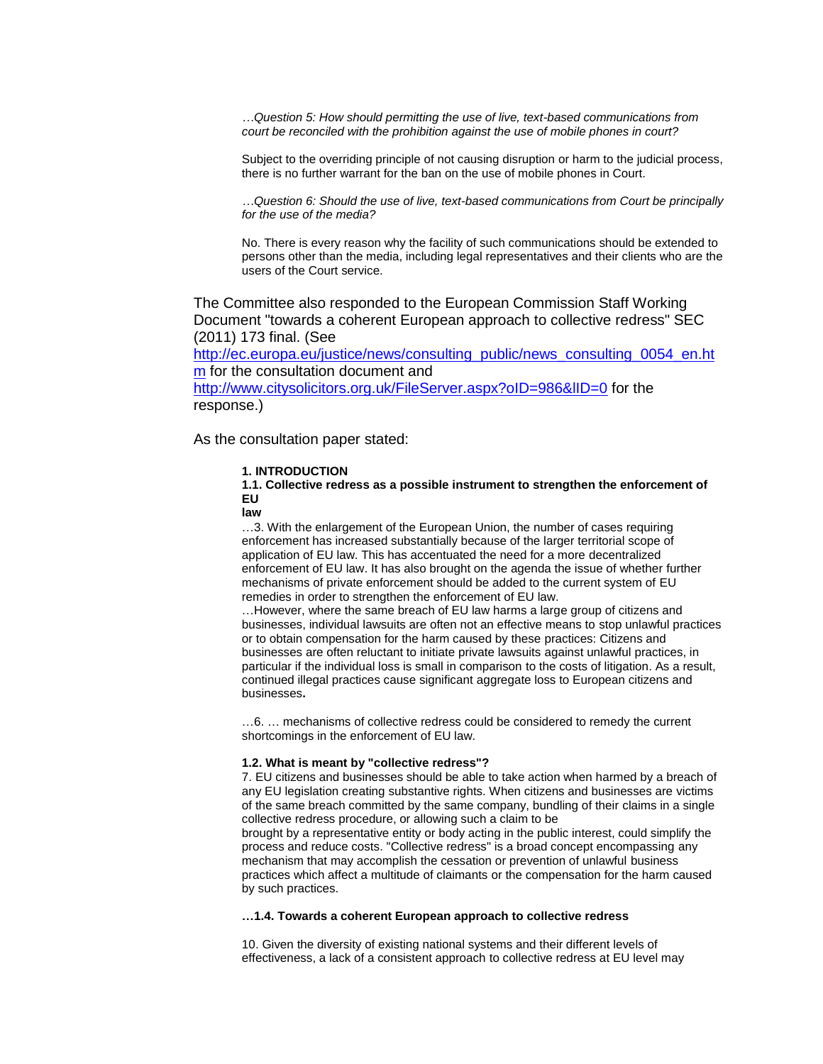> *…Question 5: How should permitting the use of live, text-based communications from court be reconciled with the prohibition against the use of mobile phones in court?*
>
> Subject to the overriding principle of not causing disruption or harm to the judicial process, there is no further warrant for the ban on the use of mobile phones in Court.
>
> *…Question 6: Should the use of live, text-based communications from Court be principally for the use of the media?*
>
> No. There is every reason why the facility of such communications should be extended to persons other than the media, including legal representatives and their clients who are the users of the Court service.

The Committee also responded to the European Commission Staff Working Document "towards a coherent European approach to collective redress" SEC (2011) 173 final. (See http://ec.europa.eu/justice/news/consulting_public/news_consulting_0054_en.htm for the consultation document and http://www.citysolicitors.org.uk/FileServer.aspx?oID=986&lID=0 for the response.)

As the consultation paper stated:

> **1. INTRODUCTION**
>
> **1.1. Collective redress as a possible instrument to strengthen the enforcement of EU law**
>
> …3. With the enlargement of the European Union, the number of cases requiring enforcement has increased substantially because of the larger territorial scope of application of EU law. This has accentuated the need for a more decentralized enforcement of EU law. It has also brought on the agenda the issue of whether further mechanisms of private enforcement should be added to the current system of EU remedies in order to strengthen the enforcement of EU law.
>
> …However, where the same breach of EU law harms a large group of citizens and businesses, individual lawsuits are often not an effective means to stop unlawful practices or to obtain compensation for the harm caused by these practices: Citizens and businesses are often reluctant to initiate private lawsuits against unlawful practices, in particular if the individual loss is small in comparison to the costs of litigation. As a result, continued illegal practices cause significant aggregate loss to European citizens and businesses**.**
>
> …6. … mechanisms of collective redress could be considered to remedy the current shortcomings in the enforcement of EU law.
>
> **1.2. What is meant by "collective redress"?**
>
> 7. EU citizens and businesses should be able to take action when harmed by a breach of any EU legislation creating substantive rights. When citizens and businesses are victims of the same breach committed by the same company, bundling of their claims in a single collective redress procedure, or allowing such a claim to be brought by a representative entity or body acting in the public interest, could simplify the process and reduce costs. "Collective redress" is a broad concept encompassing any mechanism that may accomplish the cessation or prevention of unlawful business practices which affect a multitude of claimants or the compensation for the harm caused by such practices.
>
> **…1.4. Towards a coherent European approach to collective redress**
>
> 10. Given the diversity of existing national systems and their different levels of effectiveness, a lack of a consistent approach to collective redress at EU level may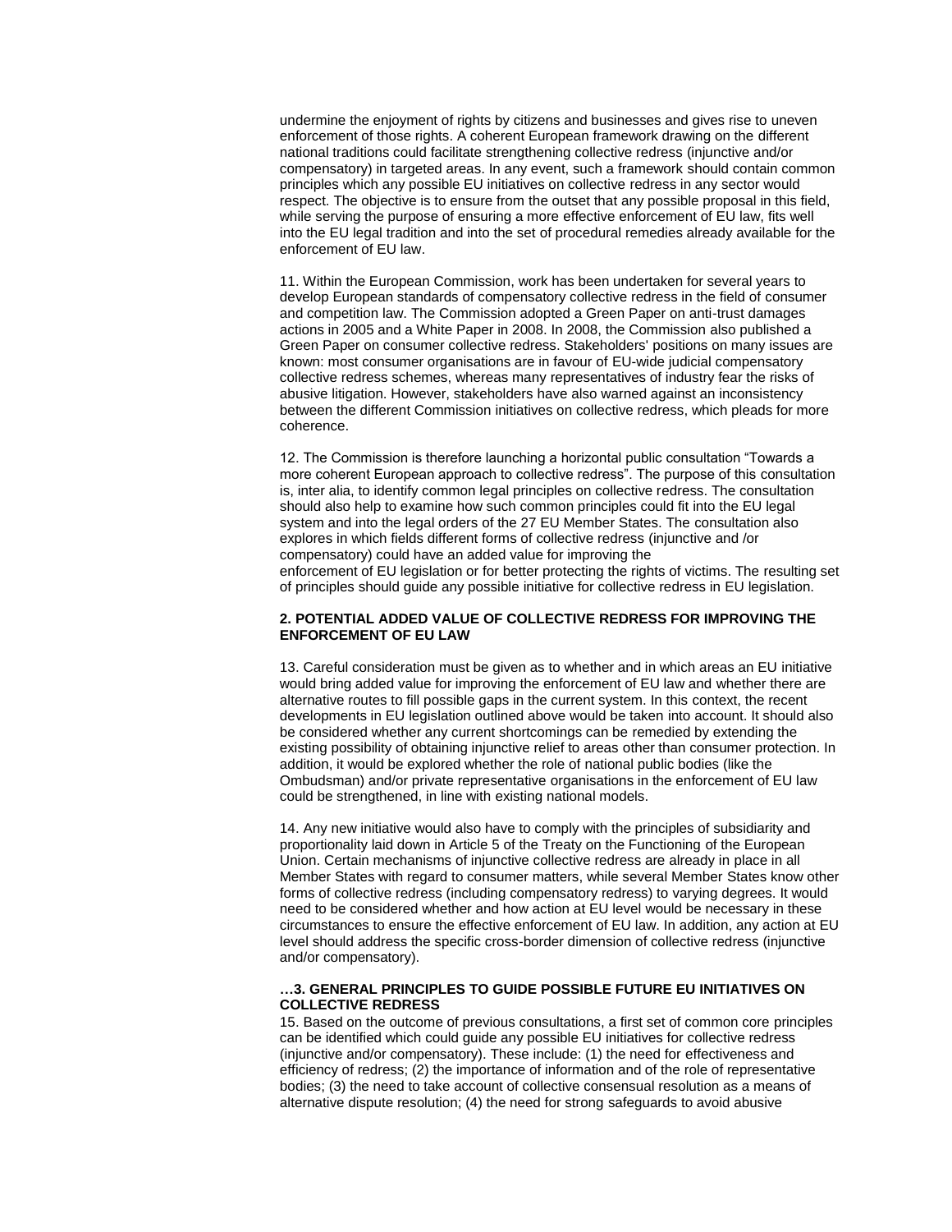undermine the enjoyment of rights by citizens and businesses and gives rise to uneven enforcement of those rights. A coherent European framework drawing on the different national traditions could facilitate strengthening collective redress (injunctive and/or compensatory) in targeted areas. In any event, such a framework should contain common principles which any possible EU initiatives on collective redress in any sector would respect. The objective is to ensure from the outset that any possible proposal in this field, while serving the purpose of ensuring a more effective enforcement of EU law, fits well into the EU legal tradition and into the set of procedural remedies already available for the enforcement of EU law.

11. Within the European Commission, work has been undertaken for several years to develop European standards of compensatory collective redress in the field of consumer and competition law. The Commission adopted a Green Paper on anti-trust damages actions in 2005 and a White Paper in 2008. In 2008, the Commission also published a Green Paper on consumer collective redress. Stakeholders' positions on many issues are known: most consumer organisations are in favour of EU-wide judicial compensatory collective redress schemes, whereas many representatives of industry fear the risks of abusive litigation. However, stakeholders have also warned against an inconsistency between the different Commission initiatives on collective redress, which pleads for more coherence.

12. The Commission is therefore launching a horizontal public consultation "Towards a more coherent European approach to collective redress". The purpose of this consultation is, inter alia, to identify common legal principles on collective redress. The consultation should also help to examine how such common principles could fit into the EU legal system and into the legal orders of the 27 EU Member States. The consultation also explores in which fields different forms of collective redress (injunctive and /or compensatory) could have an added value for improving the enforcement of EU legislation or for better protecting the rights of victims. The resulting set of principles should guide any possible initiative for collective redress in EU legislation.

**2. POTENTIAL ADDED VALUE OF COLLECTIVE REDRESS FOR IMPROVING THE ENFORCEMENT OF EU LAW**

13. Careful consideration must be given as to whether and in which areas an EU initiative would bring added value for improving the enforcement of EU law and whether there are alternative routes to fill possible gaps in the current system. In this context, the recent developments in EU legislation outlined above would be taken into account. It should also be considered whether any current shortcomings can be remedied by extending the existing possibility of obtaining injunctive relief to areas other than consumer protection. In addition, it would be explored whether the role of national public bodies (like the Ombudsman) and/or private representative organisations in the enforcement of EU law could be strengthened, in line with existing national models.

14. Any new initiative would also have to comply with the principles of subsidiarity and proportionality laid down in Article 5 of the Treaty on the Functioning of the European Union. Certain mechanisms of injunctive collective redress are already in place in all Member States with regard to consumer matters, while several Member States know other forms of collective redress (including compensatory redress) to varying degrees. It would need to be considered whether and how action at EU level would be necessary in these circumstances to ensure the effective enforcement of EU law. In addition, any action at EU level should address the specific cross-border dimension of collective redress (injunctive and/or compensatory).

**…3. GENERAL PRINCIPLES TO GUIDE POSSIBLE FUTURE EU INITIATIVES ON COLLECTIVE REDRESS**

15. Based on the outcome of previous consultations, a first set of common core principles can be identified which could guide any possible EU initiatives for collective redress (injunctive and/or compensatory). These include: (1) the need for effectiveness and efficiency of redress; (2) the importance of information and of the role of representative bodies; (3) the need to take account of collective consensual resolution as a means of alternative dispute resolution; (4) the need for strong safeguards to avoid abusive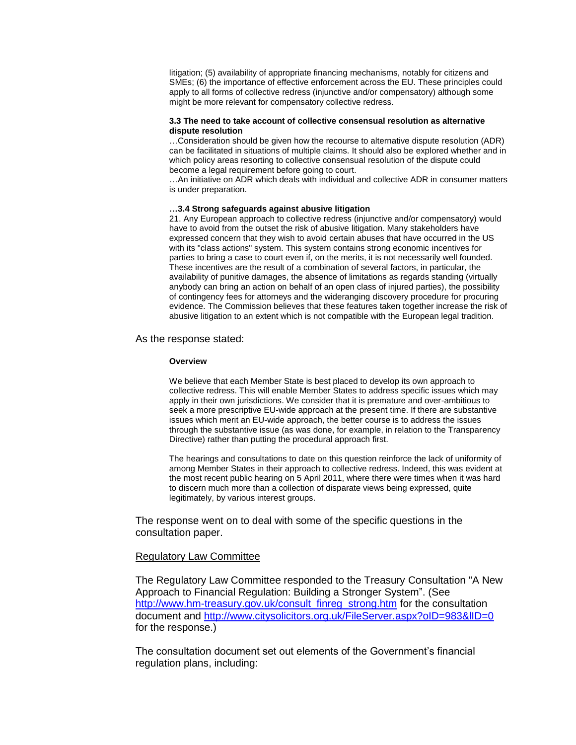> litigation; (5) availability of appropriate financing mechanisms, notably for citizens and SMEs; (6) the importance of effective enforcement across the EU. These principles could apply to all forms of collective redress (injunctive and/or compensatory) although some might be more relevant for compensatory collective redress.
>
> **3.3 The need to take account of collective consensual resolution as alternative dispute resolution**
>
> …Consideration should be given how the recourse to alternative dispute resolution (ADR) can be facilitated in situations of multiple claims. It should also be explored whether and in which policy areas resorting to collective consensual resolution of the dispute could become a legal requirement before going to court.
>
> …An initiative on ADR which deals with individual and collective ADR in consumer matters is under preparation.
>
> **…3.4 Strong safeguards against abusive litigation**
>
> 21. Any European approach to collective redress (injunctive and/or compensatory) would have to avoid from the outset the risk of abusive litigation. Many stakeholders have expressed concern that they wish to avoid certain abuses that have occurred in the US with its "class actions" system. This system contains strong economic incentives for parties to bring a case to court even if, on the merits, it is not necessarily well founded. These incentives are the result of a combination of several factors, in particular, the availability of punitive damages, the absence of limitations as regards standing (virtually anybody can bring an action on behalf of an open class of injured parties), the possibility of contingency fees for attorneys and the wideranging discovery procedure for procuring evidence. The Commission believes that these features taken together increase the risk of abusive litigation to an extent which is not compatible with the European legal tradition.

As the response stated:

> **Overview**
>
> We believe that each Member State is best placed to develop its own approach to collective redress. This will enable Member States to address specific issues which may apply in their own jurisdictions. We consider that it is premature and over-ambitious to seek a more prescriptive EU-wide approach at the present time. If there are substantive issues which merit an EU-wide approach, the better course is to address the issues through the substantive issue (as was done, for example, in relation to the Transparency Directive) rather than putting the procedural approach first.
>
> The hearings and consultations to date on this question reinforce the lack of uniformity of among Member States in their approach to collective redress. Indeed, this was evident at the most recent public hearing on 5 April 2011, where there were times when it was hard to discern much more than a collection of disparate views being expressed, quite legitimately, by various interest groups.

The response went on to deal with some of the specific questions in the consultation paper.

Regulatory Law Committee

The Regulatory Law Committee responded to the Treasury Consultation "A New Approach to Financial Regulation: Building a Stronger System". (See http://www.hm-treasury.gov.uk/consult_finreg_strong.htm for the consultation document and http://www.citysolicitors.org.uk/FileServer.aspx?oID=983&lID=0 for the response.)

The consultation document set out elements of the Government's financial regulation plans, including: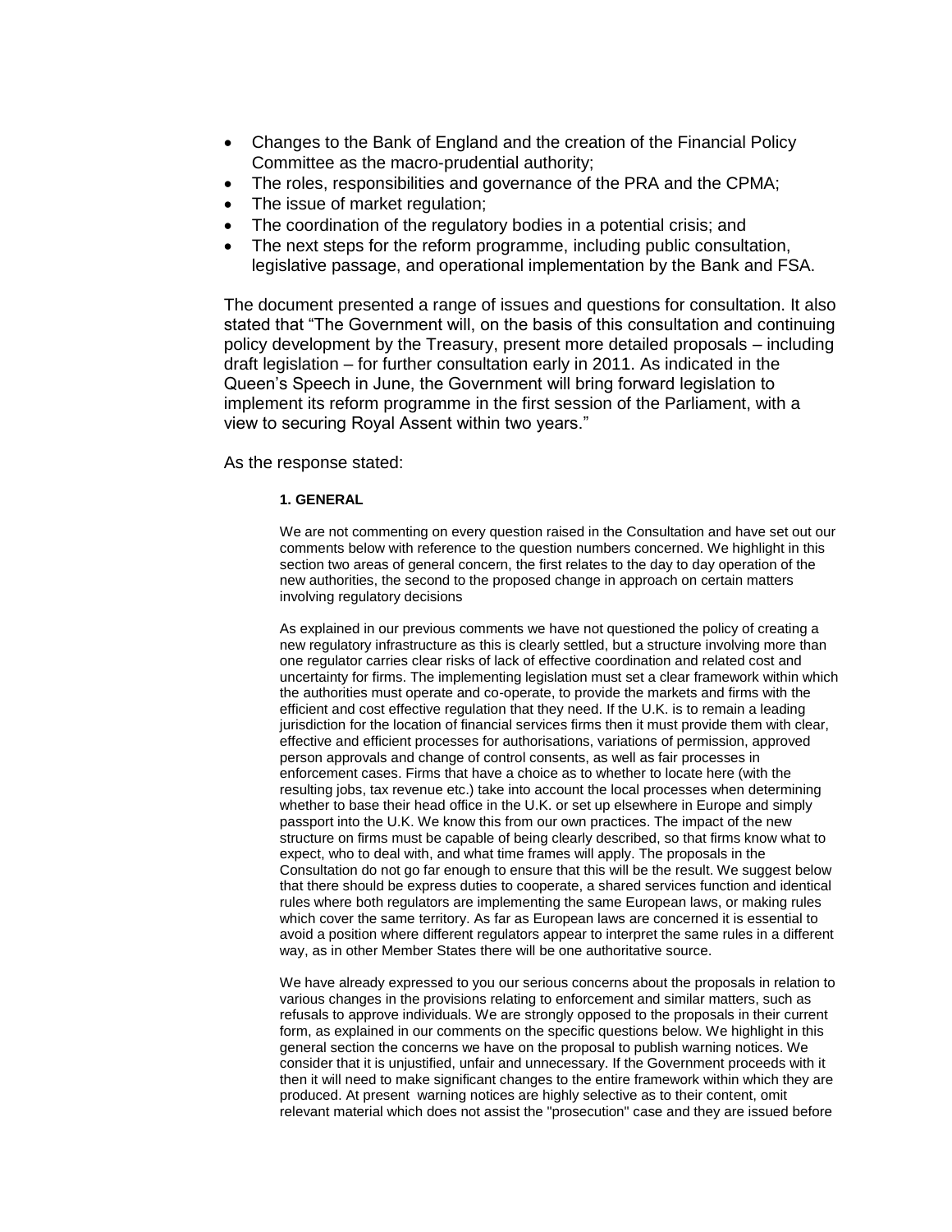- Changes to the Bank of England and the creation of the Financial Policy Committee as the macro-prudential authority;
- The roles, responsibilities and governance of the PRA and the CPMA;
- The issue of market regulation;
- The coordination of the regulatory bodies in a potential crisis; and
- The next steps for the reform programme, including public consultation, legislative passage, and operational implementation by the Bank and FSA.

The document presented a range of issues and questions for consultation. It also stated that "The Government will, on the basis of this consultation and continuing policy development by the Treasury, present more detailed proposals – including draft legislation – for further consultation early in 2011. As indicated in the Queen's Speech in June, the Government will bring forward legislation to implement its reform programme in the first session of the Parliament, with a view to securing Royal Assent within two years."

As the response stated:

> **1. GENERAL**
>
> We are not commenting on every question raised in the Consultation and have set out our comments below with reference to the question numbers concerned. We highlight in this section two areas of general concern, the first relates to the day to day operation of the new authorities, the second to the proposed change in approach on certain matters involving regulatory decisions
>
> As explained in our previous comments we have not questioned the policy of creating a new regulatory infrastructure as this is clearly settled, but a structure involving more than one regulator carries clear risks of lack of effective coordination and related cost and uncertainty for firms. The implementing legislation must set a clear framework within which the authorities must operate and co-operate, to provide the markets and firms with the efficient and cost effective regulation that they need. If the U.K. is to remain a leading jurisdiction for the location of financial services firms then it must provide them with clear, effective and efficient processes for authorisations, variations of permission, approved person approvals and change of control consents, as well as fair processes in enforcement cases. Firms that have a choice as to whether to locate here (with the resulting jobs, tax revenue etc.) take into account the local processes when determining whether to base their head office in the U.K. or set up elsewhere in Europe and simply passport into the U.K. We know this from our own practices. The impact of the new structure on firms must be capable of being clearly described, so that firms know what to expect, who to deal with, and what time frames will apply. The proposals in the Consultation do not go far enough to ensure that this will be the result. We suggest below that there should be express duties to cooperate, a shared services function and identical rules where both regulators are implementing the same European laws, or making rules which cover the same territory. As far as European laws are concerned it is essential to avoid a position where different regulators appear to interpret the same rules in a different way, as in other Member States there will be one authoritative source.
>
> We have already expressed to you our serious concerns about the proposals in relation to various changes in the provisions relating to enforcement and similar matters, such as refusals to approve individuals. We are strongly opposed to the proposals in their current form, as explained in our comments on the specific questions below. We highlight in this general section the concerns we have on the proposal to publish warning notices. We consider that it is unjustified, unfair and unnecessary. If the Government proceeds with it then it will need to make significant changes to the entire framework within which they are produced. At present warning notices are highly selective as to their content, omit relevant material which does not assist the "prosecution" case and they are issued before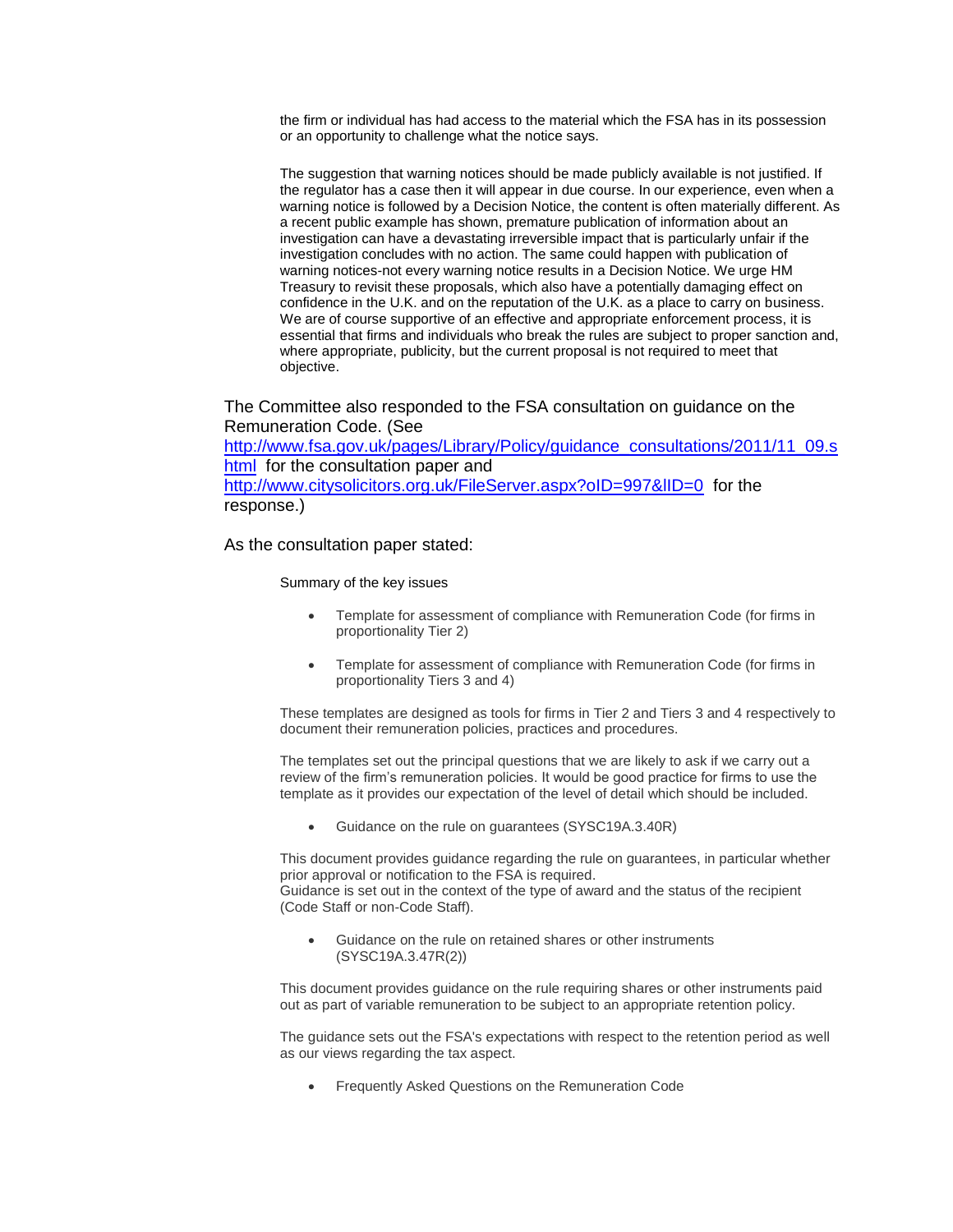> the firm or individual has had access to the material which the FSA has in its possession or an opportunity to challenge what the notice says.
>
> The suggestion that warning notices should be made publicly available is not justified. If the regulator has a case then it will appear in due course. In our experience, even when a warning notice is followed by a Decision Notice, the content is often materially different. As a recent public example has shown, premature publication of information about an investigation can have a devastating irreversible impact that is particularly unfair if the investigation concludes with no action. The same could happen with publication of warning notices-not every warning notice results in a Decision Notice. We urge HM Treasury to revisit these proposals, which also have a potentially damaging effect on confidence in the U.K. and on the reputation of the U.K. as a place to carry on business. We are of course supportive of an effective and appropriate enforcement process, it is essential that firms and individuals who break the rules are subject to proper sanction and, where appropriate, publicity, but the current proposal is not required to meet that objective.

The Committee also responded to the FSA consultation on guidance on the Remuneration Code. (See [http://www.fsa.gov.uk/pages/Library/Policy/guidance_consultations/2011/11_09.shtml](http://www.fsa.gov.uk/pages/Library/Policy/guidance_consultations/2011/11_09.shtml) for the consultation paper and [http://www.citysolicitors.org.uk/FileServer.aspx?oID=997&lID=0](http://www.citysolicitors.org.uk/FileServer.aspx?oID=997&lID=0) for the response.)

As the consultation paper stated:

> Summary of the key issues
>
> - Template for assessment of compliance with Remuneration Code (for firms in proportionality Tier 2)
>
> - Template for assessment of compliance with Remuneration Code (for firms in proportionality Tiers 3 and 4)
>
> These templates are designed as tools for firms in Tier 2 and Tiers 3 and 4 respectively to document their remuneration policies, practices and procedures.
>
> The templates set out the principal questions that we are likely to ask if we carry out a review of the firm's remuneration policies. It would be good practice for firms to use the template as it provides our expectation of the level of detail which should be included.
>
> - Guidance on the rule on guarantees (SYSC19A.3.40R)
>
> This document provides guidance regarding the rule on guarantees, in particular whether prior approval or notification to the FSA is required.
> Guidance is set out in the context of the type of award and the status of the recipient (Code Staff or non-Code Staff).
>
> - Guidance on the rule on retained shares or other instruments (SYSC19A.3.47R(2))
>
> This document provides guidance on the rule requiring shares or other instruments paid out as part of variable remuneration to be subject to an appropriate retention policy.
>
> The guidance sets out the FSA's expectations with respect to the retention period as well as our views regarding the tax aspect.
>
> - Frequently Asked Questions on the Remuneration Code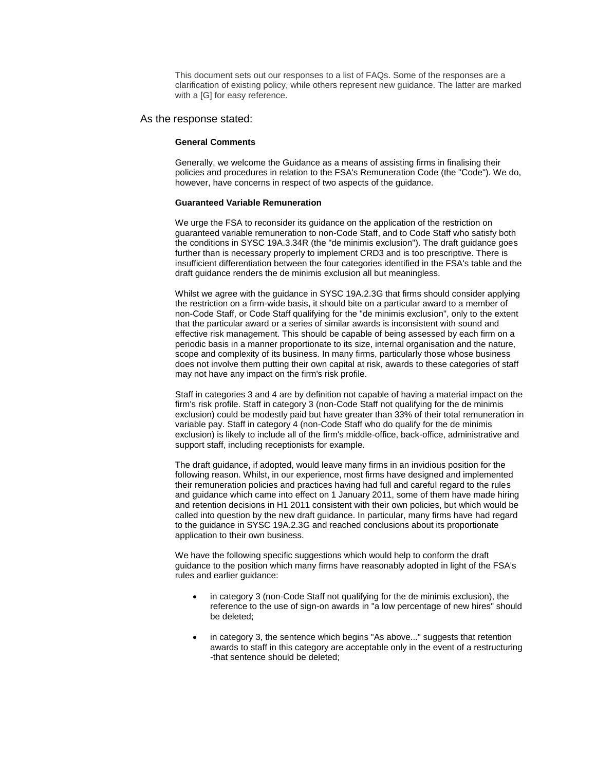This document sets out our responses to a list of FAQs. Some of the responses are a clarification of existing policy, while others represent new guidance. The latter are marked with a [G] for easy reference.

As the response stated:

**General Comments**

Generally, we welcome the Guidance as a means of assisting firms in finalising their policies and procedures in relation to the FSA's Remuneration Code (the "Code"). We do, however, have concerns in respect of two aspects of the guidance.

**Guaranteed Variable Remuneration**

We urge the FSA to reconsider its guidance on the application of the restriction on guaranteed variable remuneration to non-Code Staff, and to Code Staff who satisfy both the conditions in SYSC 19A.3.34R (the "de minimis exclusion"). The draft guidance goes further than is necessary properly to implement CRD3 and is too prescriptive. There is insufficient differentiation between the four categories identified in the FSA's table and the draft guidance renders the de minimis exclusion all but meaningless.

Whilst we agree with the guidance in SYSC 19A.2.3G that firms should consider applying the restriction on a firm-wide basis, it should bite on a particular award to a member of non-Code Staff, or Code Staff qualifying for the "de minimis exclusion", only to the extent that the particular award or a series of similar awards is inconsistent with sound and effective risk management. This should be capable of being assessed by each firm on a periodic basis in a manner proportionate to its size, internal organisation and the nature, scope and complexity of its business. In many firms, particularly those whose business does not involve them putting their own capital at risk, awards to these categories of staff may not have any impact on the firm's risk profile.

Staff in categories 3 and 4 are by definition not capable of having a material impact on the firm's risk profile. Staff in category 3 (non-Code Staff not qualifying for the de minimis exclusion) could be modestly paid but have greater than 33% of their total remuneration in variable pay. Staff in category 4 (non-Code Staff who do qualify for the de minimis exclusion) is likely to include all of the firm's middle-office, back-office, administrative and support staff, including receptionists for example.

The draft guidance, if adopted, would leave many firms in an invidious position for the following reason. Whilst, in our experience, most firms have designed and implemented their remuneration policies and practices having had full and careful regard to the rules and guidance which came into effect on 1 January 2011, some of them have made hiring and retention decisions in H1 2011 consistent with their own policies, but which would be called into question by the new draft guidance. In particular, many firms have had regard to the guidance in SYSC 19A.2.3G and reached conclusions about its proportionate application to their own business.

We have the following specific suggestions which would help to conform the draft guidance to the position which many firms have reasonably adopted in light of the FSA's rules and earlier guidance:

- in category 3 (non-Code Staff not qualifying for the de minimis exclusion), the reference to the use of sign-on awards in "a low percentage of new hires" should be deleted;
- in category 3, the sentence which begins "As above..." suggests that retention awards to staff in this category are acceptable only in the event of a restructuring -that sentence should be deleted;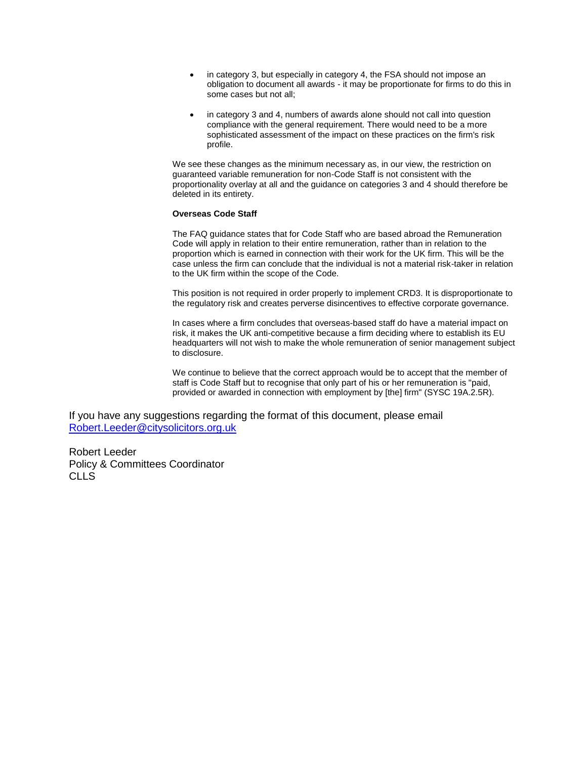- in category 3, but especially in category 4, the FSA should not impose an obligation to document all awards - it may be proportionate for firms to do this in some cases but not all;

- in category 3 and 4, numbers of awards alone should not call into question compliance with the general requirement. There would need to be a more sophisticated assessment of the impact on these practices on the firm's risk profile.

We see these changes as the minimum necessary as, in our view, the restriction on guaranteed variable remuneration for non-Code Staff is not consistent with the proportionality overlay at all and the guidance on categories 3 and 4 should therefore be deleted in its entirety.

**Overseas Code Staff**

The FAQ guidance states that for Code Staff who are based abroad the Remuneration Code will apply in relation to their entire remuneration, rather than in relation to the proportion which is earned in connection with their work for the UK firm. This will be the case unless the firm can conclude that the individual is not a material risk-taker in relation to the UK firm within the scope of the Code.

This position is not required in order properly to implement CRD3. It is disproportionate to the regulatory risk and creates perverse disincentives to effective corporate governance.

In cases where a firm concludes that overseas-based staff do have a material impact on risk, it makes the UK anti-competitive because a firm deciding where to establish its EU headquarters will not wish to make the whole remuneration of senior management subject to disclosure.

We continue to believe that the correct approach would be to accept that the member of staff is Code Staff but to recognise that only part of his or her remuneration is "paid, provided or awarded in connection with employment by [the] firm" (SYSC 19A.2.5R).

If you have any suggestions regarding the format of this document, please email Robert.Leeder@citysolicitors.org.uk

Robert Leeder
Policy & Committees Coordinator
CLLS